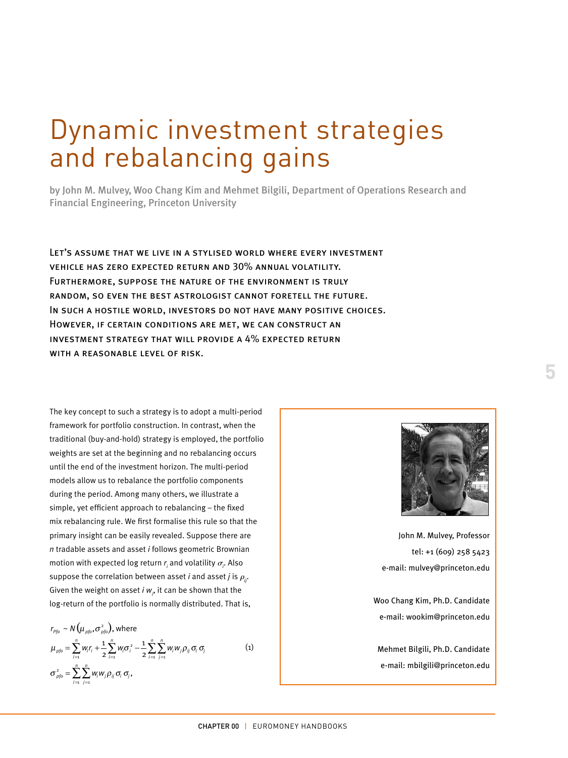# Dynamic investment strategies and rebalancing gains

by John M. Mulvey, Woo Chang Kim and Mehmet Bilgili, Department of Operations Research and Financial Engineering, Princeton University

LET'S ASSUME THAT WE LIVE IN A STYLISED WORLD WHERE EVERY INVESTMENT VEHICLE HAS ZERO EXPECTED RETURN AND 30% ANNUAL VOLATILITY. FURTHERMORE, SUPPOSE THE NATURE OF THE ENVIRONMENT IS TRULY RANDOM, SO EVEN THE BEST ASTROLOGIST CANNOT FORETELL THE FUTURE. IN SUCH A HOSTILE WORLD, INVESTORS DO NOT HAVE MANY POSITIVE CHOICES. HOWEVER, IF CERTAIN CONDITIONS ARE MET, WE CAN CONSTRUCT AN INVESTMENT STRATEGY THAT WILL PROVIDE A 4% EXPECTED RETURN WITH A REASONABLE LEVEL OF RISK.

The key concept to such a strategy is to adopt a multi-period framework for portfolio construction. In contrast, when the traditional (buy-and-hold) strategy is employed, the portfolio weights are set at the beginning and no rebalancing occurs until the end of the investment horizon. The multi-period models allow us to rebalance the portfolio components during the period. Among many others, we illustrate a simple, yet efficient approach to rebalancing – the fixed mix rebalancing rule. We first formalise this rule so that the primary insight can be easily revealed. Suppose there are $n$ tradable assets and asset $i$ follows geometric Brownian motion with expected log return $r_i$ and volatility $\sigma_i$. Also suppose the correlation between asset $i$ and asset $j$ is $\rho_{ij}$. Given the weight on asset $i$ $w_i$, it can be shown that the log-return of the portfolio is normally distributed. That is,

$$r_{Pfo} \sim N\left(\mu_{pfo}, \sigma_{pfo}^2\right), \text{ where}$$

$$\mu_{pfo} = \sum_{i=1}^{n} w_i r_i + \frac{1}{2}\sum_{i=1}^{n} w_i \sigma_i^2 - \frac{1}{2}\sum_{i=1}^{n}\sum_{j=1}^{n} w_i w_j \rho_{ij} \sigma_i \sigma_j \qquad (1)$$

$$\sigma_{pfo}^2 = \sum_{i=1}^{n}\sum_{j=1}^{n} w_i w_j \rho_{ij} \sigma_i \sigma_j,$$

John M. Mulvey, Professor
tel: +1 (609) 258 5423
e-mail: mulvey@princeton.edu

Woo Chang Kim, Ph.D. Candidate
e-mail: wookim@princeton.edu

Mehmet Bilgili, Ph.D. Candidate
e-mail: mbilgili@princeton.edu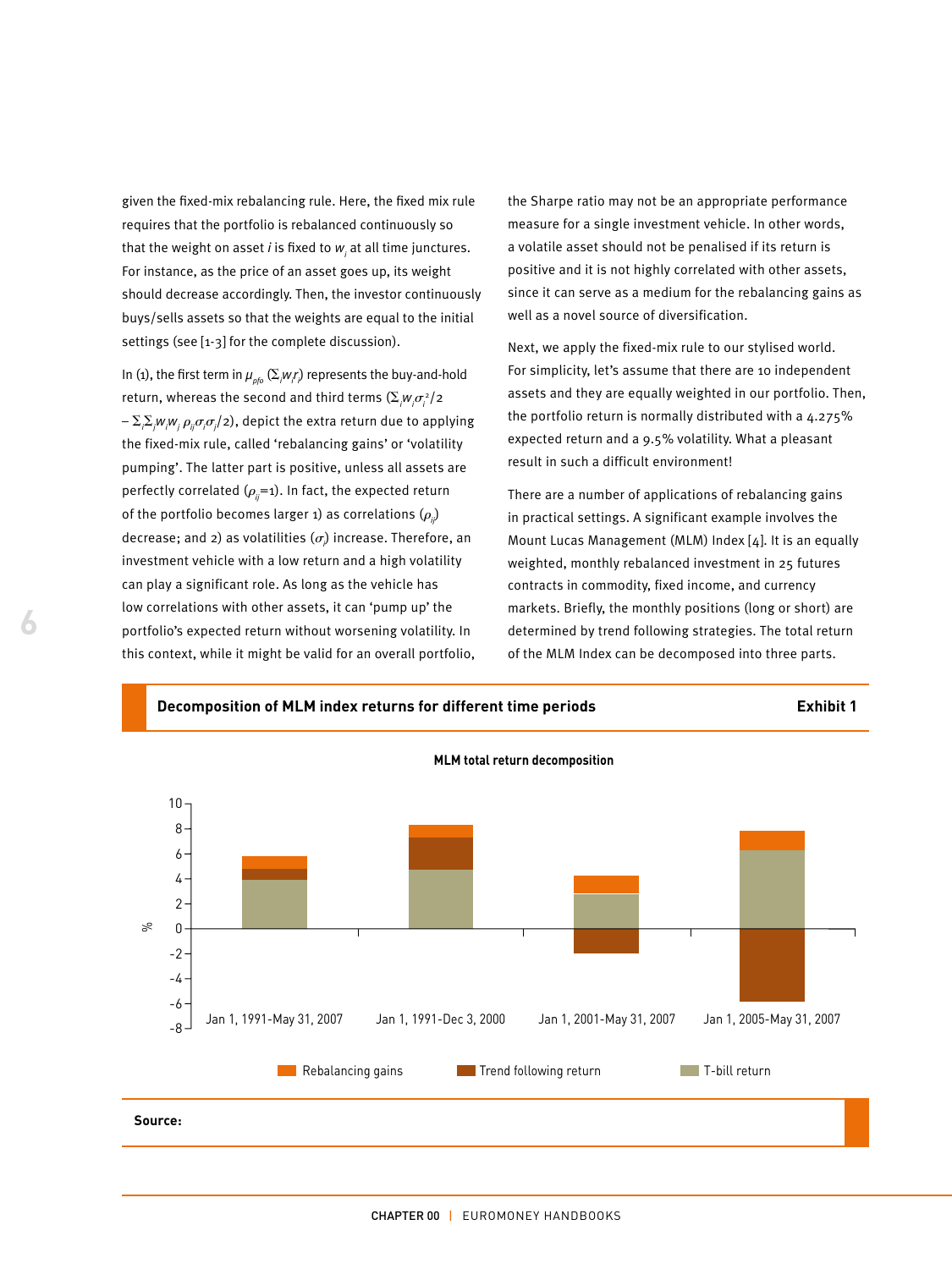given the fixed-mix rebalancing rule. Here, the fixed mix rule requires that the portfolio is rebalanced continuously so that the weight on asset $i$ is fixed to $w_i$ at all time junctures. For instance, as the price of an asset goes up, its weight should decrease accordingly. Then, the investor continuously buys/sells assets so that the weights are equal to the initial settings (see [1-3] for the complete discussion).

In (1), the first term in $\mu_{pfo}$ $(\Sigma_i w_i r_i)$ represents the buy-and-hold return, whereas the second and third terms $(\Sigma_i w_i \sigma_i^2/2 - \Sigma_i \Sigma_j w_i w_j \rho_{ij} \sigma_i \sigma_j/2)$, depict the extra return due to applying the fixed-mix rule, called 'rebalancing gains' or 'volatility pumping'. The latter part is positive, unless all assets are perfectly correlated ($\rho_{ij}$=1). In fact, the expected return of the portfolio becomes larger 1) as correlations ($\rho_{ij}$) decrease; and 2) as volatilities ($\sigma_i$) increase. Therefore, an investment vehicle with a low return and a high volatility can play a significant role. As long as the vehicle has low correlations with other assets, it can 'pump up' the portfolio's expected return without worsening volatility. In this context, while it might be valid for an overall portfolio, the Sharpe ratio may not be an appropriate performance measure for a single investment vehicle. In other words, a volatile asset should not be penalised if its return is positive and it is not highly correlated with other assets, since it can serve as a medium for the rebalancing gains as well as a novel source of diversification.

Next, we apply the fixed-mix rule to our stylised world. For simplicity, let's assume that there are 10 independent assets and they are equally weighted in our portfolio. Then, the portfolio return is normally distributed with a 4.275% expected return and a 9.5% volatility. What a pleasant result in such a difficult environment!

There are a number of applications of rebalancing gains in practical settings. A significant example involves the Mount Lucas Management (MLM) Index [4]. It is an equally weighted, monthly rebalanced investment in 25 futures contracts in commodity, fixed income, and currency markets. Briefly, the monthly positions (long or short) are determined by trend following strategies. The total return of the MLM Index can be decomposed into three parts.

**Decomposition of MLM index returns for different time periods** — **Exhibit 1**

**MLM total return decomposition**

| Period | T-bill return (%) | Trend following return (%) | Rebalancing gains (%) |
|---|---|---|---|
| Jan 1, 1991-May 31, 2007 | ~3.9 | ~0.9 | ~1.0 |
| Jan 1, 1991-Dec 3, 2000 | ~4.7 | ~2.6 | ~1.0 |
| Jan 1, 2001-May 31, 2007 | ~2.8 | ~-2.0 | ~1.4 |
| Jan 1, 2005-May 31, 2007 | ~6.2 | ~-5.9 | ~1.6 |

Source: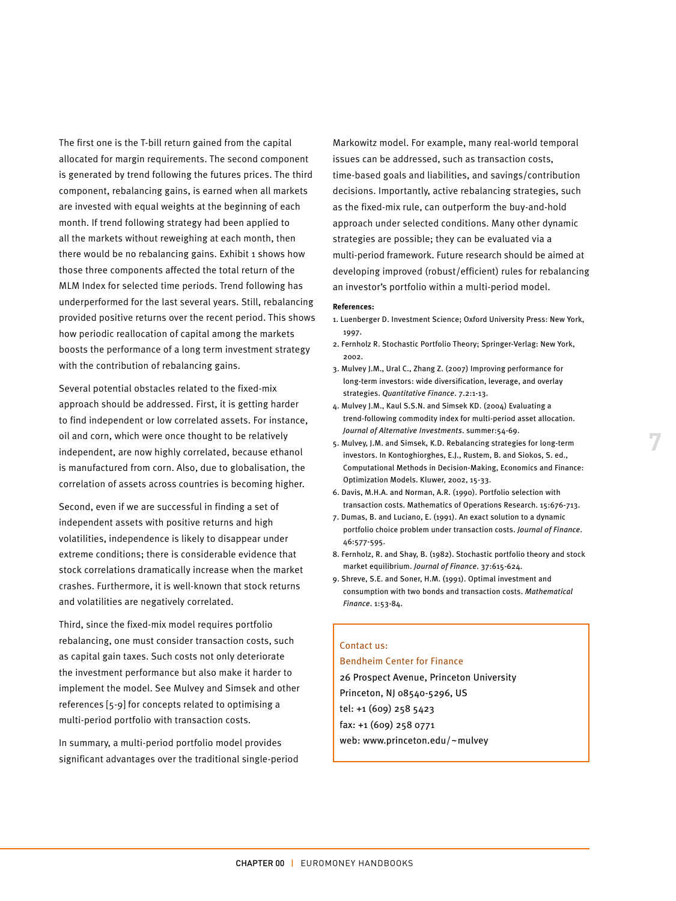The first one is the T-bill return gained from the capital allocated for margin requirements. The second component is generated by trend following the futures prices. The third component, rebalancing gains, is earned when all markets are invested with equal weights at the beginning of each month. If trend following strategy had been applied to all the markets without reweighing at each month, then there would be no rebalancing gains. Exhibit 1 shows how those three components affected the total return of the MLM Index for selected time periods. Trend following has underperformed for the last several years. Still, rebalancing provided positive returns over the recent period. This shows how periodic reallocation of capital among the markets boosts the performance of a long term investment strategy with the contribution of rebalancing gains.

Several potential obstacles related to the fixed-mix approach should be addressed. First, it is getting harder to find independent or low correlated assets. For instance, oil and corn, which were once thought to be relatively independent, are now highly correlated, because ethanol is manufactured from corn. Also, due to globalisation, the correlation of assets across countries is becoming higher.

Second, even if we are successful in finding a set of independent assets with positive returns and high volatilities, independence is likely to disappear under extreme conditions; there is considerable evidence that stock correlations dramatically increase when the market crashes. Furthermore, it is well-known that stock returns and volatilities are negatively correlated.

Third, since the fixed-mix model requires portfolio rebalancing, one must consider transaction costs, such as capital gain taxes. Such costs not only deteriorate the investment performance but also make it harder to implement the model. See Mulvey and Simsek and other references [5-9] for concepts related to optimising a multi-period portfolio with transaction costs.

In summary, a multi-period portfolio model provides significant advantages over the traditional single-period Markowitz model. For example, many real-world temporal issues can be addressed, such as transaction costs, time-based goals and liabilities, and savings/contribution decisions. Importantly, active rebalancing strategies, such as the fixed-mix rule, can outperform the buy-and-hold approach under selected conditions. Many other dynamic strategies are possible; they can be evaluated via a multi-period framework. Future research should be aimed at developing improved (robust/efficient) rules for rebalancing an investor's portfolio within a multi-period model.

**References:**

1. Luenberger D. Investment Science; Oxford University Press: New York, 1997.
2. Fernholz R. Stochastic Portfolio Theory; Springer-Verlag: New York, 2002.
3. Mulvey J.M., Ural C., Zhang Z. (2007) Improving performance for long-term investors: wide diversification, leverage, and overlay strategies. *Quantitative Finance*. 7.2:1-13.
4. Mulvey J.M., Kaul S.S.N. and Simsek KD. (2004) Evaluating a trend-following commodity index for multi-period asset allocation. *Journal of Alternative Investments*. summer:54-69.
5. Mulvey, J.M. and Simsek, K.D. Rebalancing strategies for long-term investors. In Kontoghiorghes, E.J., Rustem, B. and Siokos, S. ed., Computational Methods in Decision-Making, Economics and Finance: Optimization Models. Kluwer, 2002, 15-33.
6. Davis, M.H.A. and Norman, A.R. (1990). Portfolio selection with transaction costs. Mathematics of Operations Research. 15:676-713.
7. Dumas, B. and Luciano, E. (1991). An exact solution to a dynamic portfolio choice problem under transaction costs. *Journal of Finance*. 46:577-595.
8. Fernholz, R. and Shay, B. (1982). Stochastic portfolio theory and stock market equilibrium. *Journal of Finance*. 37:615-624.
9. Shreve, S.E. and Soner, H.M. (1991). Optimal investment and consumption with two bonds and transaction costs. *Mathematical Finance*. 1:53-84.

Contact us:
Bendheim Center for Finance
26 Prospect Avenue, Princeton University
Princeton, NJ 08540-5296, US
tel: +1 (609) 258 5423
fax: +1 (609) 258 0771
web: www.princeton.edu/~mulvey